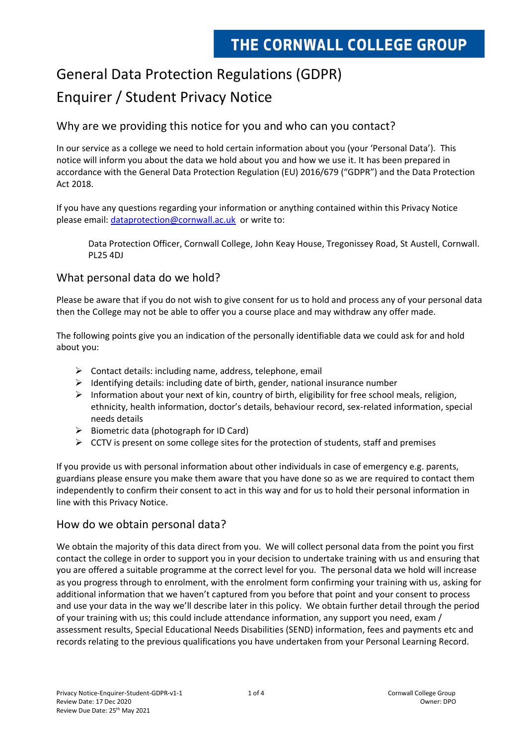THE CORNWALL COLLEGE GROUP

# General Data Protection Regulations (GDPR)

# Enquirer / Student Privacy Notice

## Why are we providing this notice for you and who can you contact?

In our service as a college we need to hold certain information about you (your 'Personal Data'). This notice will inform you about the data we hold about you and how we use it. It has been prepared in accordance with the General Data Protection Regulation (EU) 2016/679 ("GDPR") and the Data Protection Act 2018.

If you have any questions regarding your information or anything contained within this Privacy Notice please email: dataprotection@cornwall.ac.uk or write to:

> Data Protection Officer, Cornwall College, John Keay House, Tregonissey Road, St Austell, Cornwall. PL25 4DJ

## What personal data do we hold?

Please be aware that if you do not wish to give consent for us to hold and process any of your personal data then the College may not be able to offer you a course place and may withdraw any offer made.

The following points give you an indication of the personally identifiable data we could ask for and hold about you:

- Contact details: including name, address, telephone, email
- Identifying details: including date of birth, gender, national insurance number
- Information about your next of kin, country of birth, eligibility for free school meals, religion, ethnicity, health information, doctor's details, behaviour record, sex-related information, special needs details
- Biometric data (photograph for ID Card)
- CCTV is present on some college sites for the protection of students, staff and premises

If you provide us with personal information about other individuals in case of emergency e.g. parents, guardians please ensure you make them aware that you have done so as we are required to contact them independently to confirm their consent to act in this way and for us to hold their personal information in line with this Privacy Notice.

## How do we obtain personal data?

We obtain the majority of this data direct from you. We will collect personal data from the point you first contact the college in order to support you in your decision to undertake training with us and ensuring that you are offered a suitable programme at the correct level for you. The personal data we hold will increase as you progress through to enrolment, with the enrolment form confirming your training with us, asking for additional information that we haven't captured from you before that point and your consent to process and use your data in the way we'll describe later in this policy. We obtain further detail through the period of your training with us; this could include attendance information, any support you need, exam / assessment results, Special Educational Needs Disabilities (SEND) information, fees and payments etc and records relating to the previous qualifications you have undertaken from your Personal Learning Record.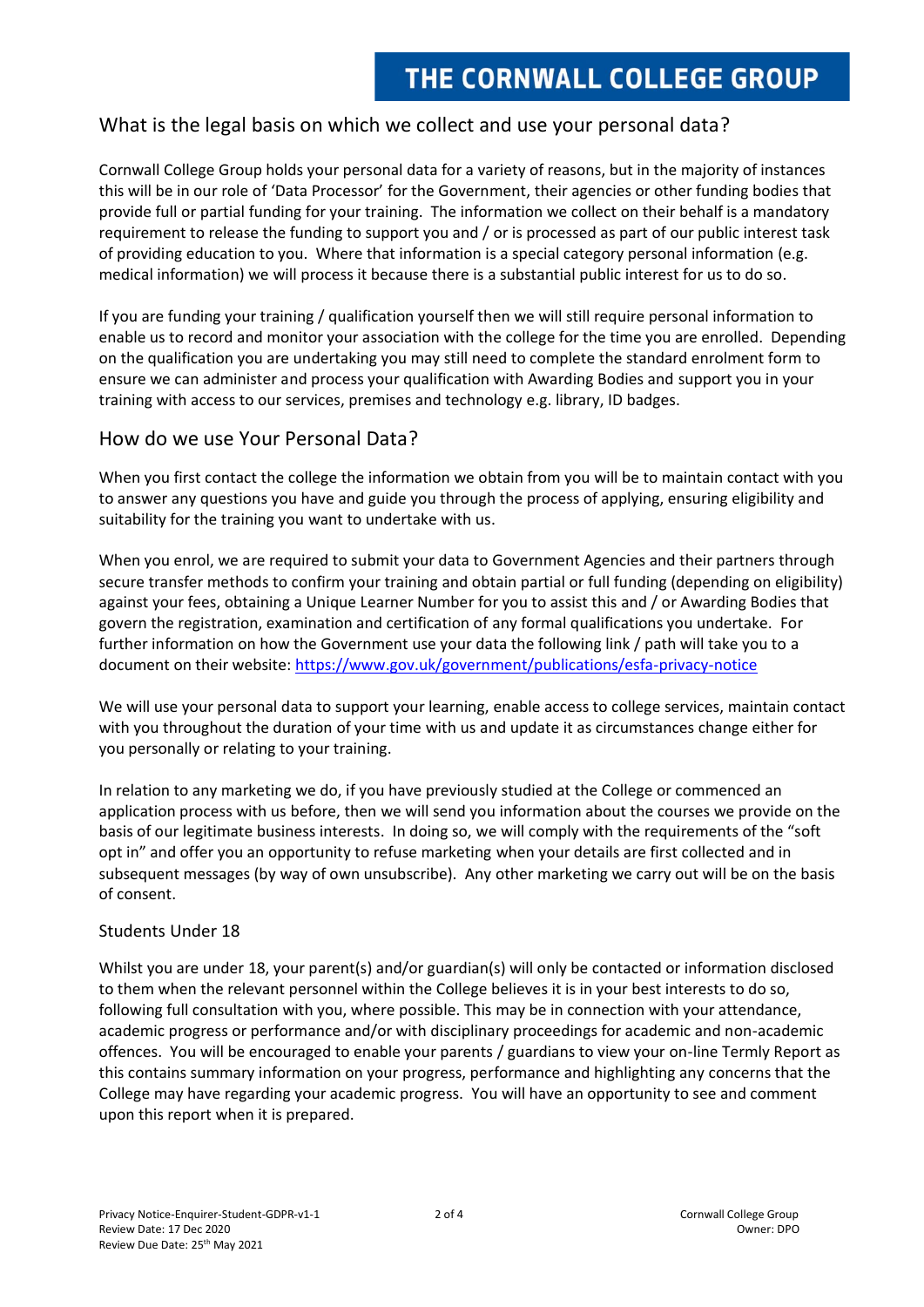## What is the legal basis on which we collect and use your personal data?

Cornwall College Group holds your personal data for a variety of reasons, but in the majority of instances this will be in our role of 'Data Processor' for the Government, their agencies or other funding bodies that provide full or partial funding for your training. The information we collect on their behalf is a mandatory requirement to release the funding to support you and / or is processed as part of our public interest task of providing education to you. Where that information is a special category personal information (e.g. medical information) we will process it because there is a substantial public interest for us to do so.

If you are funding your training / qualification yourself then we will still require personal information to enable us to record and monitor your association with the college for the time you are enrolled. Depending on the qualification you are undertaking you may still need to complete the standard enrolment form to ensure we can administer and process your qualification with Awarding Bodies and support you in your training with access to our services, premises and technology e.g. library, ID badges.

## How do we use Your Personal Data?

When you first contact the college the information we obtain from you will be to maintain contact with you to answer any questions you have and guide you through the process of applying, ensuring eligibility and suitability for the training you want to undertake with us.

When you enrol, we are required to submit your data to Government Agencies and their partners through secure transfer methods to confirm your training and obtain partial or full funding (depending on eligibility) against your fees, obtaining a Unique Learner Number for you to assist this and / or Awarding Bodies that govern the registration, examination and certification of any formal qualifications you undertake. For further information on how the Government use your data the following link / path will take you to a document on their website: https://www.gov.uk/government/publications/esfa-privacy-notice

We will use your personal data to support your learning, enable access to college services, maintain contact with you throughout the duration of your time with us and update it as circumstances change either for you personally or relating to your training.

In relation to any marketing we do, if you have previously studied at the College or commenced an application process with us before, then we will send you information about the courses we provide on the basis of our legitimate business interests. In doing so, we will comply with the requirements of the "soft opt in" and offer you an opportunity to refuse marketing when your details are first collected and in subsequent messages (by way of own unsubscribe). Any other marketing we carry out will be on the basis of consent.

### Students Under 18

Whilst you are under 18, your parent(s) and/or guardian(s) will only be contacted or information disclosed to them when the relevant personnel within the College believes it is in your best interests to do so, following full consultation with you, where possible. This may be in connection with your attendance, academic progress or performance and/or with disciplinary proceedings for academic and non-academic offences. You will be encouraged to enable your parents / guardians to view your on-line Termly Report as this contains summary information on your progress, performance and highlighting any concerns that the College may have regarding your academic progress. You will have an opportunity to see and comment upon this report when it is prepared.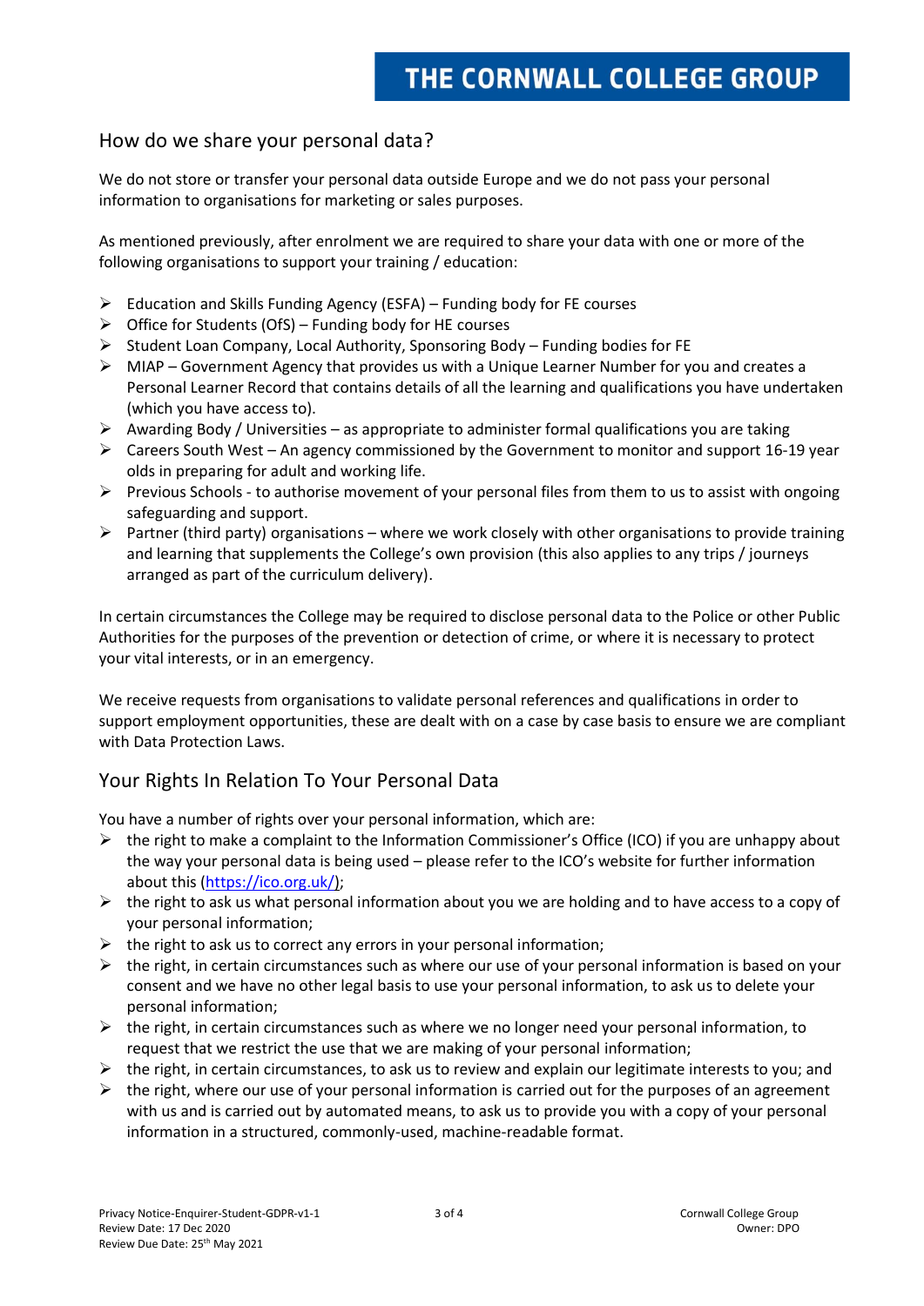## How do we share your personal data?

We do not store or transfer your personal data outside Europe and we do not pass your personal information to organisations for marketing or sales purposes.

As mentioned previously, after enrolment we are required to share your data with one or more of the following organisations to support your training / education:

- Education and Skills Funding Agency (ESFA) – Funding body for FE courses
- Office for Students (OfS) – Funding body for HE courses
- Student Loan Company, Local Authority, Sponsoring Body – Funding bodies for FE
- MIAP – Government Agency that provides us with a Unique Learner Number for you and creates a Personal Learner Record that contains details of all the learning and qualifications you have undertaken (which you have access to).
- Awarding Body / Universities – as appropriate to administer formal qualifications you are taking
- Careers South West – An agency commissioned by the Government to monitor and support 16-19 year olds in preparing for adult and working life.
- Previous Schools - to authorise movement of your personal files from them to us to assist with ongoing safeguarding and support.
- Partner (third party) organisations – where we work closely with other organisations to provide training and learning that supplements the College's own provision (this also applies to any trips / journeys arranged as part of the curriculum delivery).

In certain circumstances the College may be required to disclose personal data to the Police or other Public Authorities for the purposes of the prevention or detection of crime, or where it is necessary to protect your vital interests, or in an emergency.

We receive requests from organisations to validate personal references and qualifications in order to support employment opportunities, these are dealt with on a case by case basis to ensure we are compliant with Data Protection Laws.

## Your Rights In Relation To Your Personal Data

You have a number of rights over your personal information, which are:

- the right to make a complaint to the Information Commissioner's Office (ICO) if you are unhappy about the way your personal data is being used – please refer to the ICO's website for further information about this (https://ico.org.uk/);
- the right to ask us what personal information about you we are holding and to have access to a copy of your personal information;
- the right to ask us to correct any errors in your personal information;
- the right, in certain circumstances such as where our use of your personal information is based on your consent and we have no other legal basis to use your personal information, to ask us to delete your personal information;
- the right, in certain circumstances such as where we no longer need your personal information, to request that we restrict the use that we are making of your personal information;
- the right, in certain circumstances, to ask us to review and explain our legitimate interests to you; and
- the right, where our use of your personal information is carried out for the purposes of an agreement with us and is carried out by automated means, to ask us to provide you with a copy of your personal information in a structured, commonly-used, machine-readable format.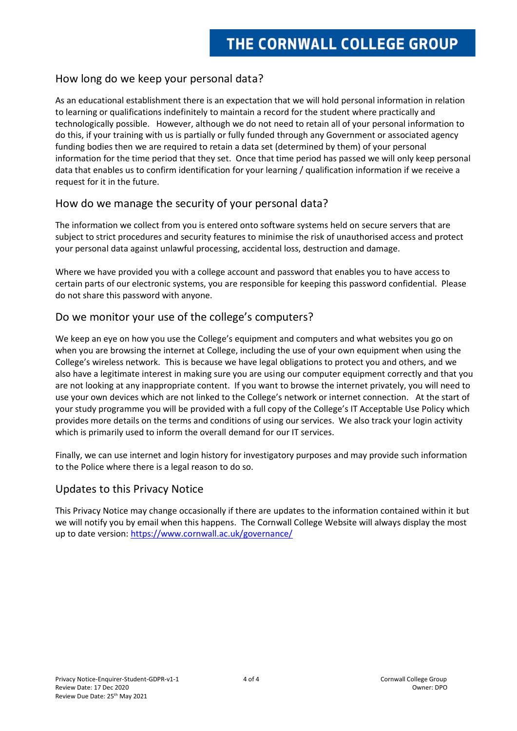## How long do we keep your personal data?

As an educational establishment there is an expectation that we will hold personal information in relation to learning or qualifications indefinitely to maintain a record for the student where practically and technologically possible. However, although we do not need to retain all of your personal information to do this, if your training with us is partially or fully funded through any Government or associated agency funding bodies then we are required to retain a data set (determined by them) of your personal information for the time period that they set. Once that time period has passed we will only keep personal data that enables us to confirm identification for your learning / qualification information if we receive a request for it in the future.

## How do we manage the security of your personal data?

The information we collect from you is entered onto software systems held on secure servers that are subject to strict procedures and security features to minimise the risk of unauthorised access and protect your personal data against unlawful processing, accidental loss, destruction and damage.

Where we have provided you with a college account and password that enables you to have access to certain parts of our electronic systems, you are responsible for keeping this password confidential. Please do not share this password with anyone.

## Do we monitor your use of the college's computers?

We keep an eye on how you use the College's equipment and computers and what websites you go on when you are browsing the internet at College, including the use of your own equipment when using the College's wireless network. This is because we have legal obligations to protect you and others, and we also have a legitimate interest in making sure you are using our computer equipment correctly and that you are not looking at any inappropriate content. If you want to browse the internet privately, you will need to use your own devices which are not linked to the College's network or internet connection. At the start of your study programme you will be provided with a full copy of the College's IT Acceptable Use Policy which provides more details on the terms and conditions of using our services. We also track your login activity which is primarily used to inform the overall demand for our IT services.

Finally, we can use internet and login history for investigatory purposes and may provide such information to the Police where there is a legal reason to do so.

## Updates to this Privacy Notice

This Privacy Notice may change occasionally if there are updates to the information contained within it but we will notify you by email when this happens. The Cornwall College Website will always display the most up to date version: https://www.cornwall.ac.uk/governance/